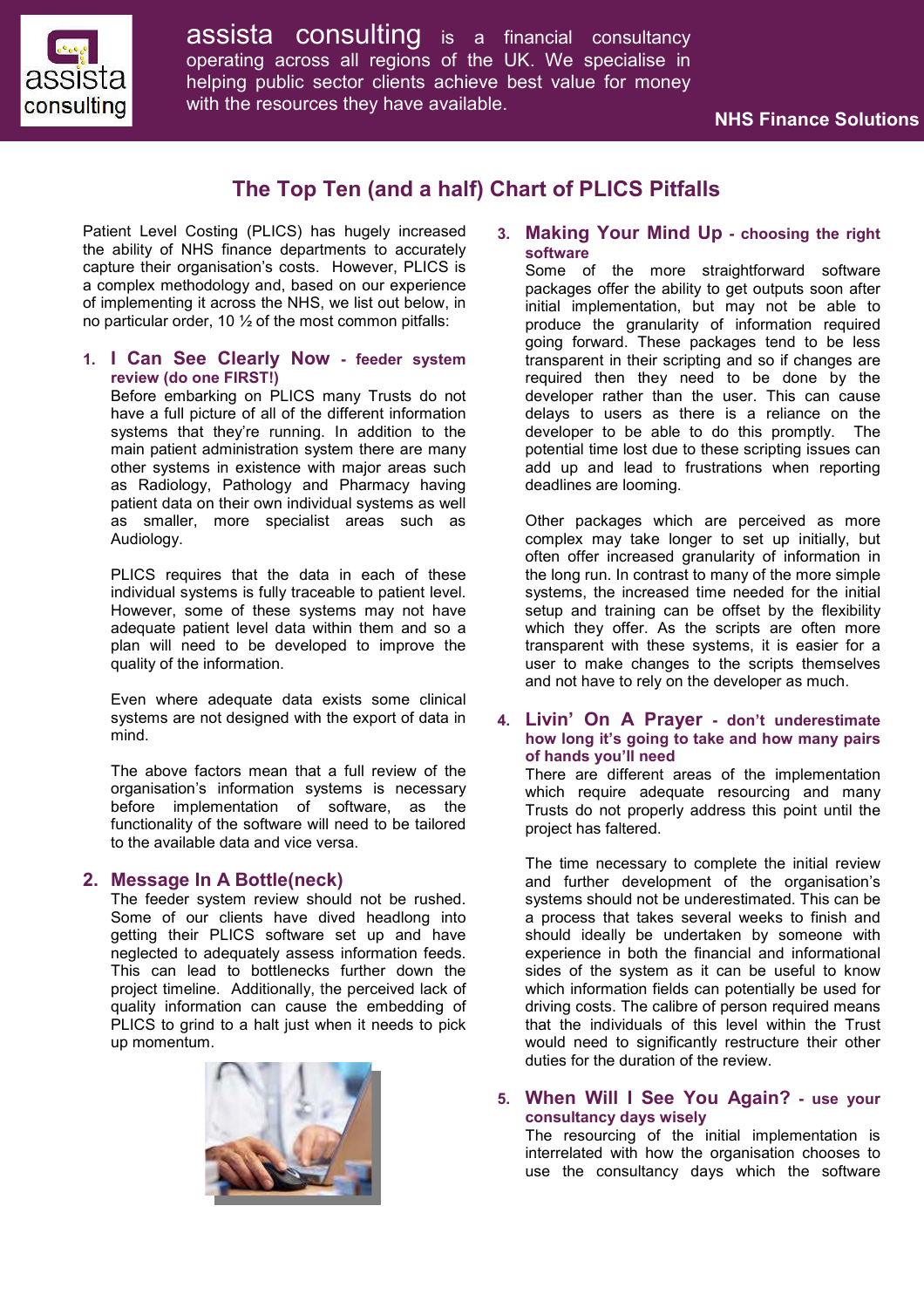assista consulting is a financial consultancy operating across all regions of the UK. We specialise in helping public sector clients achieve best value for money with the resources they have available.

**NHS Finance Solutions**

# The Top Ten (and a half) Chart of PLICS Pitfalls

Patient Level Costing (PLICS) has hugely increased the ability of NHS finance departments to accurately capture their organisation's costs. However, PLICS is a complex methodology and, based on our experience of implementing it across the NHS, we list out below, in no particular order, 10 ½ of the most common pitfalls:

## 1. I Can See Clearly Now - feeder system review (do one FIRST!)

Before embarking on PLICS many Trusts do not have a full picture of all of the different information systems that they're running. In addition to the main patient administration system there are many other systems in existence with major areas such as Radiology, Pathology and Pharmacy having patient data on their own individual systems as well as smaller, more specialist areas such as Audiology.

PLICS requires that the data in each of these individual systems is fully traceable to patient level. However, some of these systems may not have adequate patient level data within them and so a plan will need to be developed to improve the quality of the information.

Even where adequate data exists some clinical systems are not designed with the export of data in mind.

The above factors mean that a full review of the organisation's information systems is necessary before implementation of software, as the functionality of the software will need to be tailored to the available data and vice versa.

## 2. Message In A Bottle(neck)

The feeder system review should not be rushed. Some of our clients have dived headlong into getting their PLICS software set up and have neglected to adequately assess information feeds. This can lead to bottlenecks further down the project timeline. Additionally, the perceived lack of quality information can cause the embedding of PLICS to grind to a halt just when it needs to pick up momentum.

## 3. Making Your Mind Up - choosing the right software

Some of the more straightforward software packages offer the ability to get outputs soon after initial implementation, but may not be able to produce the granularity of information required going forward. These packages tend to be less transparent in their scripting and so if changes are required then they need to be done by the developer rather than the user. This can cause delays to users as there is a reliance on the developer to be able to do this promptly. The potential time lost due to these scripting issues can add up and lead to frustrations when reporting deadlines are looming.

Other packages which are perceived as more complex may take longer to set up initially, but often offer increased granularity of information in the long run. In contrast to many of the more simple systems, the increased time needed for the initial setup and training can be offset by the flexibility which they offer. As the scripts are often more transparent with these systems, it is easier for a user to make changes to the scripts themselves and not have to rely on the developer as much.

## 4. Livin' On A Prayer - don't underestimate how long it's going to take and how many pairs of hands you'll need

There are different areas of the implementation which require adequate resourcing and many Trusts do not properly address this point until the project has faltered.

The time necessary to complete the initial review and further development of the organisation's systems should not be underestimated. This can be a process that takes several weeks to finish and should ideally be undertaken by someone with experience in both the financial and informational sides of the system as it can be useful to know which information fields can potentially be used for driving costs. The calibre of person required means that the individuals of this level within the Trust would need to significantly restructure their other duties for the duration of the review.

## 5. When Will I See You Again? - use your consultancy days wisely

The resourcing of the initial implementation is interrelated with how the organisation chooses to use the consultancy days which the software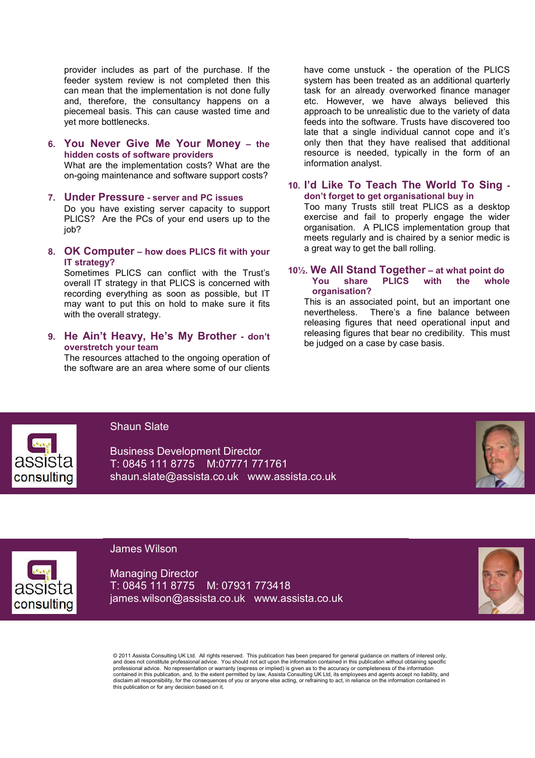provider includes as part of the purchase. If the feeder system review is not completed then this can mean that the implementation is not done fully and, therefore, the consultancy happens on a piecemeal basis. This can cause wasted time and yet more bottlenecks.

6. **You Never Give Me Your Money – the hidden costs of software providers**
   What are the implementation costs? What are the on-going maintenance and software support costs?

7. **Under Pressure - server and PC issues**
   Do you have existing server capacity to support PLICS? Are the PCs of your end users up to the job?

8. **OK Computer – how does PLICS fit with your IT strategy?**
   Sometimes PLICS can conflict with the Trust's overall IT strategy in that PLICS is concerned with recording everything as soon as possible, but IT may want to put this on hold to make sure it fits with the overall strategy.

9. **He Ain't Heavy, He's My Brother - don't overstretch your team**
   The resources attached to the ongoing operation of the software are an area where some of our clients have come unstuck - the operation of the PLICS system has been treated as an additional quarterly task for an already overworked finance manager etc. However, we have always believed this approach to be unrealistic due to the variety of data feeds into the software. Trusts have discovered too late that a single individual cannot cope and it's only then that they have realised that additional resource is needed, typically in the form of an information analyst.

10. **I'd Like To Teach The World To Sing - don't forget to get organisational buy in**
    Too many Trusts still treat PLICS as a desktop exercise and fail to properly engage the wider organisation. A PLICS implementation group that meets regularly and is chaired by a senior medic is a great way to get the ball rolling.

10½. **We All Stand Together – at what point do You share PLICS with the whole organisation?**
This is an associated point, but an important one nevertheless. There's a fine balance between releasing figures that need operational input and releasing figures that bear no credibility. This must be judged on a case by case basis.

assista consulting

Shaun Slate

Business Development Director
T: 0845 111 8775 M:07771 771761
shaun.slate@assista.co.uk www.assista.co.uk

assista consulting

James Wilson

Managing Director
T: 0845 111 8775 M: 07931 773418
james.wilson@assista.co.uk www.assista.co.uk

© 2011 Assista Consulting UK Ltd. All rights reserved. This publication has been prepared for general guidance on matters of interest only, and does not constitute professional advice. You should not act upon the information contained in this publication without obtaining specific professional advice. No representation or warranty (express or implied) is given as to the accuracy or completeness of the information contained in this publication, and, to the extent permitted by law, Assista Consulting UK Ltd, its employees and agents accept no liability, and disclaim all responsibility, for the consequences of you or anyone else acting, or refraining to act, in reliance on the information contained in this publication or for any decision based on it.